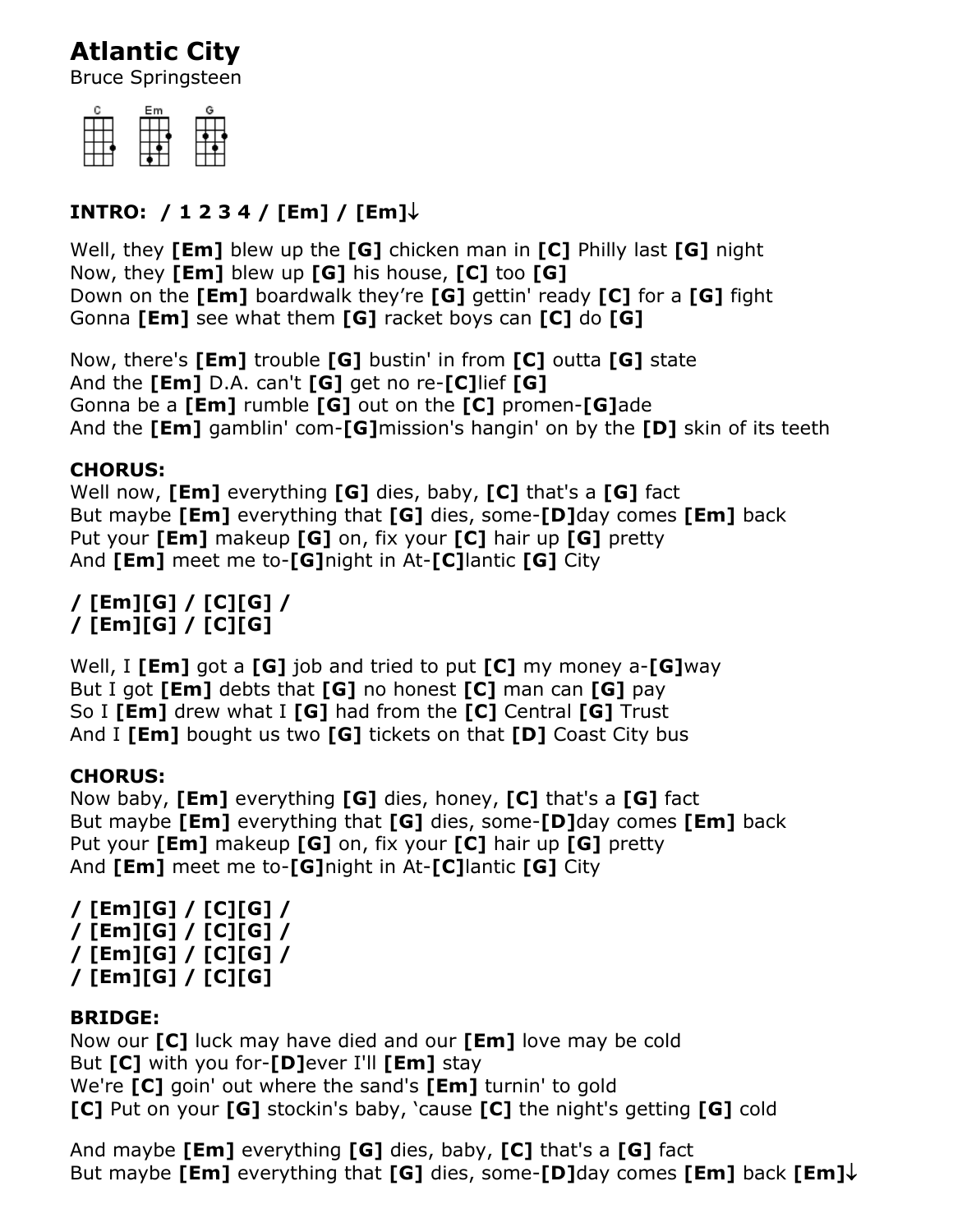# Atlantic City

Bruce Springsteen

C Em G

**INTRO: / 1 2 3 4 / [Em] / [Em]↓**

Well, they **[Em]** blew up the **[G]** chicken man in **[C]** Philly last **[G]** night
Now, they **[Em]** blew up **[G]** his house, **[C]** too **[G]**
Down on the **[Em]** boardwalk they're **[G]** gettin' ready **[C]** for a **[G]** fight
Gonna **[Em]** see what them **[G]** racket boys can **[C]** do **[G]**

Now, there's **[Em]** trouble **[G]** bustin' in from **[C]** outta **[G]** state
And the **[Em]** D.A. can't **[G]** get no re-**[C]**lief **[G]**
Gonna be a **[Em]** rumble **[G]** out on the **[C]** promen-**[G]**ade
And the **[Em]** gamblin' com-**[G]**mission's hangin' on by the **[D]** skin of its teeth

**CHORUS:**
Well now, **[Em]** everything **[G]** dies, baby, **[C]** that's a **[G]** fact
But maybe **[Em]** everything that **[G]** dies, some-**[D]**day comes **[Em]** back
Put your **[Em]** makeup **[G]** on, fix your **[C]** hair up **[G]** pretty
And **[Em]** meet me to-**[G]**night in At-**[C]**lantic **[G]** City

**/ [Em][G] / [C][G] /**
**/ [Em][G] / [C][G]**

Well, I **[Em]** got a **[G]** job and tried to put **[C]** my money a-**[G]**way
But I got **[Em]** debts that **[G]** no honest **[C]** man can **[G]** pay
So I **[Em]** drew what I **[G]** had from the **[C]** Central **[G]** Trust
And I **[Em]** bought us two **[G]** tickets on that **[D]** Coast City bus

**CHORUS:**
Now baby, **[Em]** everything **[G]** dies, honey, **[C]** that's a **[G]** fact
But maybe **[Em]** everything that **[G]** dies, some-**[D]**day comes **[Em]** back
Put your **[Em]** makeup **[G]** on, fix your **[C]** hair up **[G]** pretty
And **[Em]** meet me to-**[G]**night in At-**[C]**lantic **[G]** City

**/ [Em][G] / [C][G] /**
**/ [Em][G] / [C][G] /**
**/ [Em][G] / [C][G] /**
**/ [Em][G] / [C][G]**

**BRIDGE:**
Now our **[C]** luck may have died and our **[Em]** love may be cold
But **[C]** with you for-**[D]**ever I'll **[Em]** stay
We're **[C]** goin' out where the sand's **[Em]** turnin' to gold
**[C]** Put on your **[G]** stockin's baby, 'cause **[C]** the night's getting **[G]** cold

And maybe **[Em]** everything **[G]** dies, baby, **[C]** that's a **[G]** fact
But maybe **[Em]** everything that **[G]** dies, some-**[D]**day comes **[Em]** back **[Em]↓**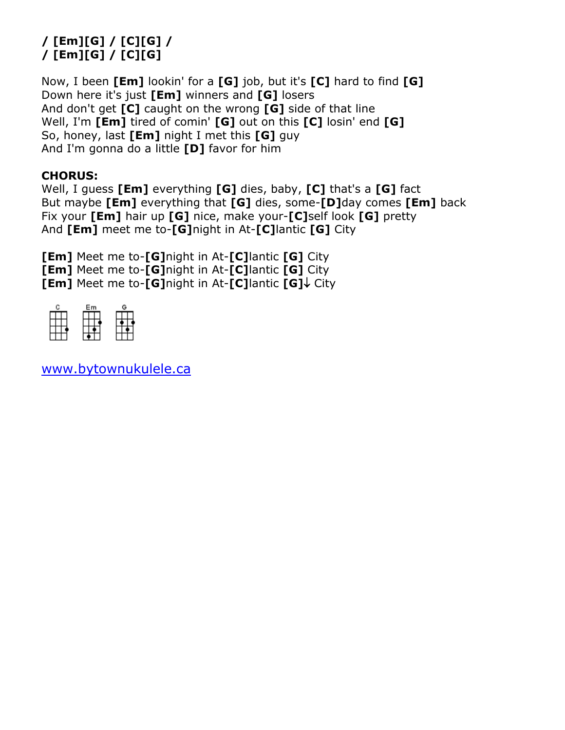**/ [Em][G] / [C][G] /**
**/ [Em][G] / [C][G]**

Now, I been **[Em]** lookin' for a **[G]** job, but it's **[C]** hard to find **[G]**
Down here it's just **[Em]** winners and **[G]** losers
And don't get **[C]** caught on the wrong **[G]** side of that line
Well, I'm **[Em]** tired of comin' **[G]** out on this **[C]** losin' end **[G]**
So, honey, last **[Em]** night I met this **[G]** guy
And I'm gonna do a little **[D]** favor for him

**CHORUS:**
Well, I guess **[Em]** everything **[G]** dies, baby, **[C]** that's a **[G]** fact
But maybe **[Em]** everything that **[G]** dies, some-**[D]**day comes **[Em]** back
Fix your **[Em]** hair up **[G]** nice, make your-**[C]**self look **[G]** pretty
And **[Em]** meet me to-**[G]**night in At-**[C]**lantic **[G]** City

**[Em]** Meet me to-**[G]**night in At-**[C]**lantic **[G]** City
**[Em]** Meet me to-**[G]**night in At-**[C]**lantic **[G]** City
**[Em]** Meet me to-**[G]**night in At-**[C]**lantic **[G]**↓ City

C Em G

www.bytownukulele.ca